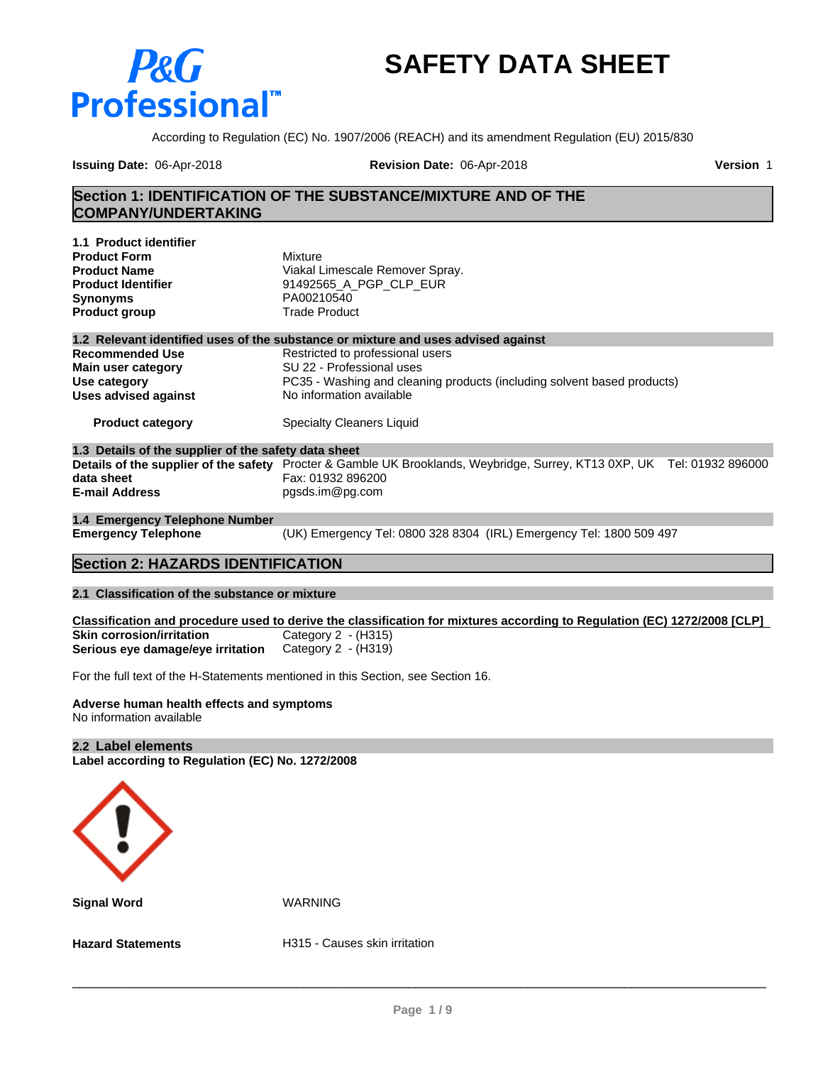# SAFETY DATA SHEET

According to Regulation (EC) No. 1907/2006 (REACH) and its amendment Regulation (EU) 2015/830

**Issuing Date:** 06-Apr-2018 **Revision Date:** 06-Apr-2018 **Version** 1

## Section 1: IDENTIFICATION OF THE SUBSTANCE/MIXTURE AND OF THE COMPANY/UNDERTAKING

### 1.1 Product identifier

| | |
|---|---|
| **Product Form** | Mixture |
| **Product Name** | Viakal Limescale Remover Spray. |
| **Product Identifier** | 91492565_A_PGP_CLP_EUR |
| **Synonyms** | PA00210540 |
| **Product group** | Trade Product |

### 1.2 Relevant identified uses of the substance or mixture and uses advised against

| | |
|---|---|
| **Recommended Use** | Restricted to professional users |
| **Main user category** | SU 22 - Professional uses |
| **Use category** | PC35 - Washing and cleaning products (including solvent based products) |
| **Uses advised against** | No information available |
| **Product category** | Specialty Cleaners Liquid |

### 1.3 Details of the supplier of the safety data sheet

| | |
|---|---|
| **Details of the supplier of the safety data sheet** | Procter & Gamble UK Brooklands, Weybridge, Surrey, KT13 0XP, UK Tel: 01932 896000 Fax: 01932 896200 |
| **E-mail Address** | pgsds.im@pg.com |

### 1.4 Emergency Telephone Number

| | |
|---|---|
| **Emergency Telephone** | (UK) Emergency Tel: 0800 328 8304 (IRL) Emergency Tel: 1800 509 497 |

## Section 2: HAZARDS IDENTIFICATION

### 2.1 Classification of the substance or mixture

**Classification and procedure used to derive the classification for mixtures according to Regulation (EC) 1272/2008 [CLP]**

| | |
|---|---|
| **Skin corrosion/irritation** | Category 2 - (H315) |
| **Serious eye damage/eye irritation** | Category 2 - (H319) |

For the full text of the H-Statements mentioned in this Section, see Section 16.

**Adverse human health effects and symptoms**
No information available

### 2.2 Label elements

**Label according to Regulation (EC) No. 1272/2008**

| | |
|---|---|
| **Signal Word** | WARNING |
| **Hazard Statements** | H315 - Causes skin irritation |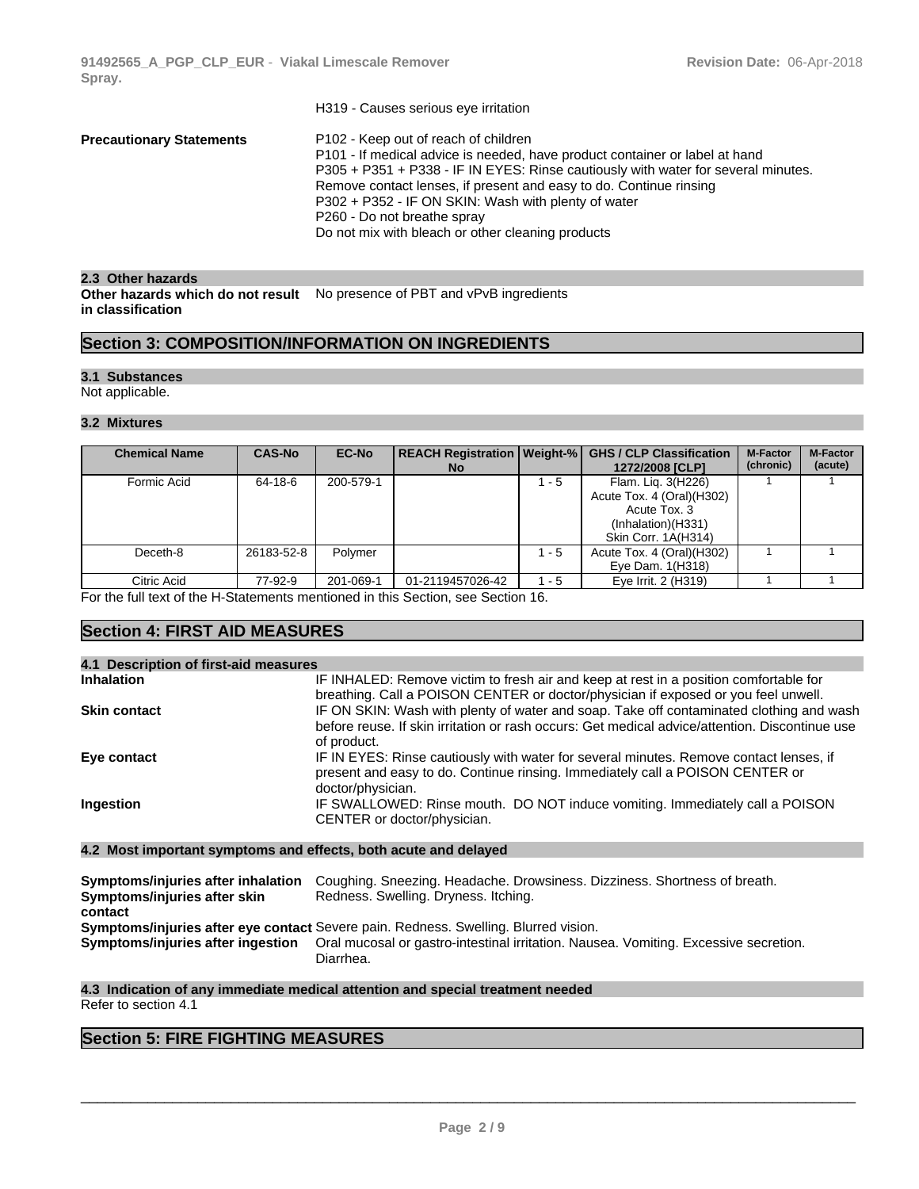H319 - Causes serious eye irritation

**Precautionary Statements**

P102 - Keep out of reach of children
P101 - If medical advice is needed, have product container or label at hand
P305 + P351 + P338 - IF IN EYES: Rinse cautiously with water for several minutes. Remove contact lenses, if present and easy to do. Continue rinsing
P302 + P352 - IF ON SKIN: Wash with plenty of water
P260 - Do not breathe spray
Do not mix with bleach or other cleaning products

### 2.3 Other hazards

**Other hazards which do not result in classification**: No presence of PBT and vPvB ingredients

## Section 3: COMPOSITION/INFORMATION ON INGREDIENTS

### 3.1 Substances

Not applicable.

### 3.2 Mixtures

| Chemical Name | CAS-No | EC-No | REACH Registration No | Weight-% | GHS / CLP Classification 1272/2008 [CLP] | M-Factor (chronic) | M-Factor (acute) |
|---|---|---|---|---|---|---|---|
| Formic Acid | 64-18-6 | 200-579-1 | | 1 - 5 | Flam. Liq. 3(H226) Acute Tox. 4 (Oral)(H302) Acute Tox. 3 (Inhalation)(H331) Skin Corr. 1A(H314) | 1 | 1 |
| Deceth-8 | 26183-52-8 | Polymer | | 1 - 5 | Acute Tox. 4 (Oral)(H302) Eye Dam. 1(H318) | 1 | 1 |
| Citric Acid | 77-92-9 | 201-069-1 | 01-2119457026-42 | 1 - 5 | Eye Irrit. 2 (H319) | 1 | 1 |

For the full text of the H-Statements mentioned in this Section, see Section 16.

## Section 4: FIRST AID MEASURES

### 4.1 Description of first-aid measures

**Inhalation**: IF INHALED: Remove victim to fresh air and keep at rest in a position comfortable for breathing. Call a POISON CENTER or doctor/physician if exposed or you feel unwell.

**Skin contact**: IF ON SKIN: Wash with plenty of water and soap. Take off contaminated clothing and wash before reuse. If skin irritation or rash occurs: Get medical advice/attention. Discontinue use of product.

**Eye contact**: IF IN EYES: Rinse cautiously with water for several minutes. Remove contact lenses, if present and easy to do. Continue rinsing. Immediately call a POISON CENTER or doctor/physician.

**Ingestion**: IF SWALLOWED: Rinse mouth. DO NOT induce vomiting. Immediately call a POISON CENTER or doctor/physician.

### 4.2 Most important symptoms and effects, both acute and delayed

**Symptoms/injuries after inhalation**: Coughing. Sneezing. Headache. Drowsiness. Dizziness. Shortness of breath.

**Symptoms/injuries after skin contact**: Redness. Swelling. Dryness. Itching.

**Symptoms/injuries after eye contact**: Severe pain. Redness. Swelling. Blurred vision.

**Symptoms/injuries after ingestion**: Oral mucosal or gastro-intestinal irritation. Nausea. Vomiting. Excessive secretion. Diarrhea.

### 4.3 Indication of any immediate medical attention and special treatment needed

Refer to section 4.1

## Section 5: FIRE FIGHTING MEASURES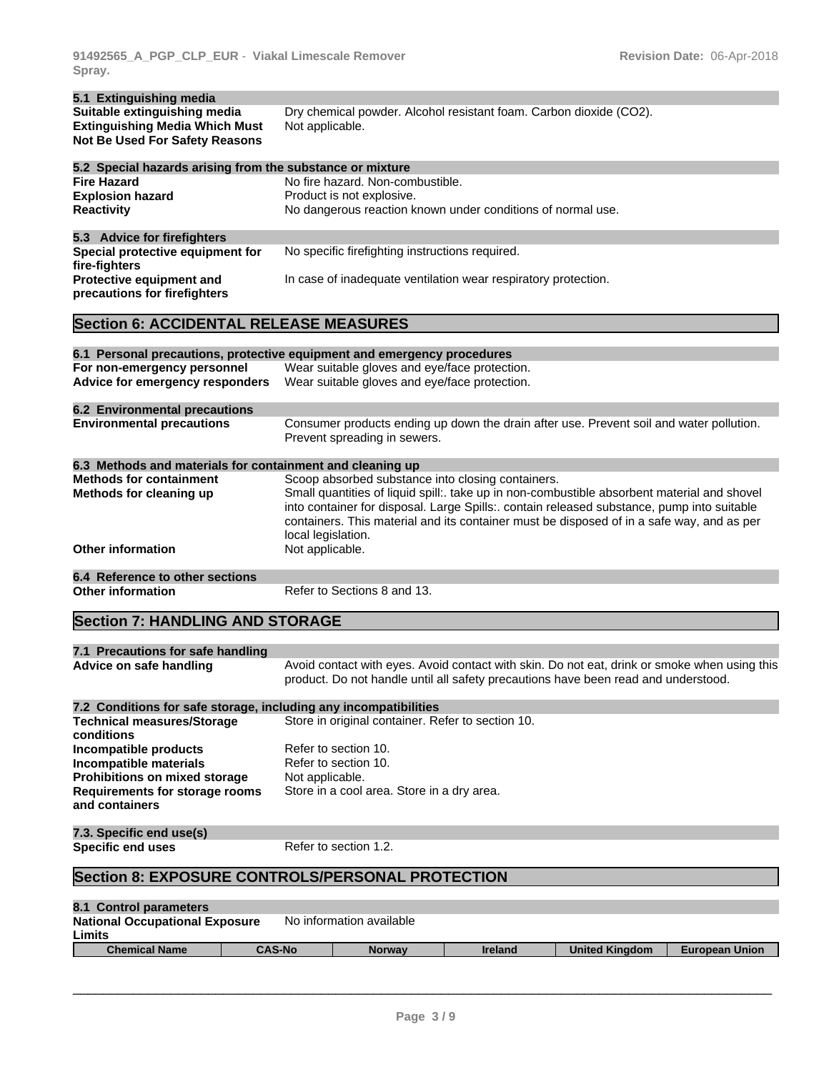### 5.1 Extinguishing media

| | |
|---|---|
| **Suitable extinguishing media** | Dry chemical powder. Alcohol resistant foam. Carbon dioxide ($CO_2$). |
| **Extinguishing Media Which Must Not Be Used For Safety Reasons** | Not applicable. |

### 5.2 Special hazards arising from the substance or mixture

| | |
|---|---|
| **Fire Hazard** | No fire hazard. Non-combustible. |
| **Explosion hazard** | Product is not explosive. |
| **Reactivity** | No dangerous reaction known under conditions of normal use. |

### 5.3 Advice for firefighters

| | |
|---|---|
| **Special protective equipment for fire-fighters** | No specific firefighting instructions required. |
| **Protective equipment and precautions for firefighters** | In case of inadequate ventilation wear respiratory protection. |

## Section 6: ACCIDENTAL RELEASE MEASURES

### 6.1 Personal precautions, protective equipment and emergency procedures

| | |
|---|---|
| **For non-emergency personnel** | Wear suitable gloves and eye/face protection. |
| **Advice for emergency responders** | Wear suitable gloves and eye/face protection. |

### 6.2 Environmental precautions

| | |
|---|---|
| **Environmental precautions** | Consumer products ending up down the drain after use. Prevent soil and water pollution. Prevent spreading in sewers. |

### 6.3 Methods and materials for containment and cleaning up

| | |
|---|---|
| **Methods for containment** | Scoop absorbed substance into closing containers. |
| **Methods for cleaning up** | Small quantities of liquid spill:. take up in non-combustible absorbent material and shovel into container for disposal. Large Spills:. contain released substance, pump into suitable containers. This material and its container must be disposed of in a safe way, and as per local legislation. |
| **Other information** | Not applicable. |

### 6.4 Reference to other sections

| | |
|---|---|
| **Other information** | Refer to Sections 8 and 13. |

## Section 7: HANDLING AND STORAGE

### 7.1 Precautions for safe handling

| | |
|---|---|
| **Advice on safe handling** | Avoid contact with eyes. Avoid contact with skin. Do not eat, drink or smoke when using this product. Do not handle until all safety precautions have been read and understood. |

### 7.2 Conditions for safe storage, including any incompatibilities

| | |
|---|---|
| **Technical measures/Storage conditions** | Store in original container. Refer to section 10. |
| **Incompatible products** | Refer to section 10. |
| **Incompatible materials** | Refer to section 10. |
| **Prohibitions on mixed storage** | Not applicable. |
| **Requirements for storage rooms and containers** | Store in a cool area. Store in a dry area. |

### 7.3. Specific end use(s)

| | |
|---|---|
| **Specific end uses** | Refer to section 1.2. |

## Section 8: EXPOSURE CONTROLS/PERSONAL PROTECTION

### 8.1 Control parameters

| | |
|---|---|
| **National Occupational Exposure Limits** | No information available |

| Chemical Name | CAS-No | Norway | Ireland | United Kingdom | European Union |
|---|---|---|---|---|---|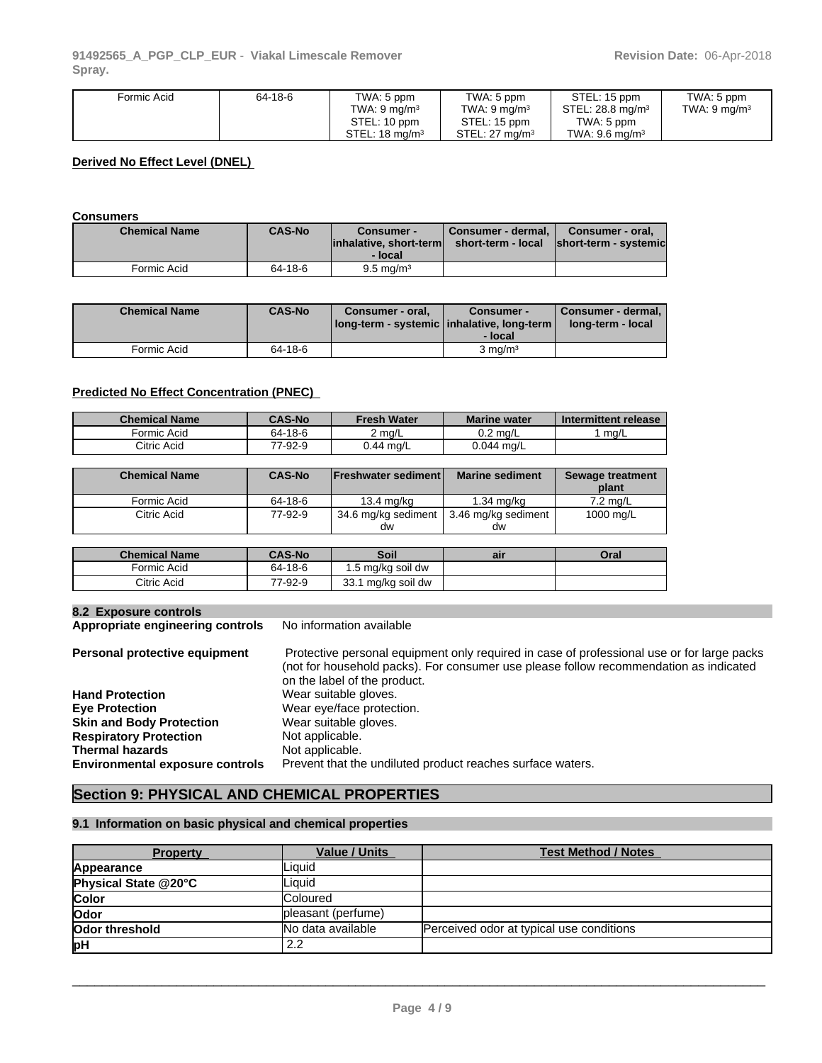| Formic Acid | 64-18-6 | TWA: 5 ppm<br>TWA: 9 mg/m³<br>STEL: 10 ppm<br>STEL: 18 mg/m³ | TWA: 5 ppm<br>TWA: 9 mg/m³<br>STEL: 15 ppm<br>STEL: 27 mg/m³ | STEL: 15 ppm<br>STEL: 28.8 mg/m³<br>TWA: 5 ppm<br>TWA: 9.6 mg/m³ | TWA: 5 ppm<br>TWA: 9 mg/m³ |
|---|---|---|---|---|---|

**Derived No Effect Level (DNEL)**

**Consumers**

| Chemical Name | CAS-No | Consumer - inhalative, short-term - local | Consumer - dermal, short-term - local | Consumer - oral, short-term - systemic |
|---|---|---|---|---|
| Formic Acid | 64-18-6 | 9.5 mg/m³ | | |

| Chemical Name | CAS-No | Consumer - oral, long-term - systemic | Consumer - inhalative, long-term - local | Consumer - dermal, long-term - local |
|---|---|---|---|---|
| Formic Acid | 64-18-6 | | 3 mg/m³ | |

**Predicted No Effect Concentration (PNEC)**

| Chemical Name | CAS-No | Fresh Water | Marine water | Intermittent release |
|---|---|---|---|---|
| Formic Acid | 64-18-6 | 2 mg/L | 0.2 mg/L | 1 mg/L |
| Citric Acid | 77-92-9 | 0.44 mg/L | 0.044 mg/L | |

| Chemical Name | CAS-No | Freshwater sediment | Marine sediment | Sewage treatment plant |
|---|---|---|---|---|
| Formic Acid | 64-18-6 | 13.4 mg/kg | 1.34 mg/kg | 7.2 mg/L |
| Citric Acid | 77-92-9 | 34.6 mg/kg sediment dw | 3.46 mg/kg sediment dw | 1000 mg/L |

| Chemical Name | CAS-No | Soil | air | Oral |
|---|---|---|---|---|
| Formic Acid | 64-18-6 | 1.5 mg/kg soil dw | | |
| Citric Acid | 77-92-9 | 33.1 mg/kg soil dw | | |

### 8.2 Exposure controls

**Appropriate engineering controls** No information available

**Personal protective equipment** Protective personal equipment only required in case of professional use or for large packs (not for household packs). For consumer use please follow recommendation as indicated on the label of the product.

**Hand Protection** Wear suitable gloves.
**Eye Protection** Wear eye/face protection.
**Skin and Body Protection** Wear suitable gloves.
**Respiratory Protection** Not applicable.
**Thermal hazards** Not applicable.
**Environmental exposure controls** Prevent that the undiluted product reaches surface waters.

## Section 9: PHYSICAL AND CHEMICAL PROPERTIES

### 9.1 Information on basic physical and chemical properties

| Property | Value / Units | Test Method / Notes |
|---|---|---|
| **Appearance** | Liquid | |
| **Physical State @20°C** | Liquid | |
| **Color** | Coloured | |
| **Odor** | pleasant (perfume) | |
| **Odor threshold** | No data available | Perceived odor at typical use conditions |
| **pH** | 2.2 | |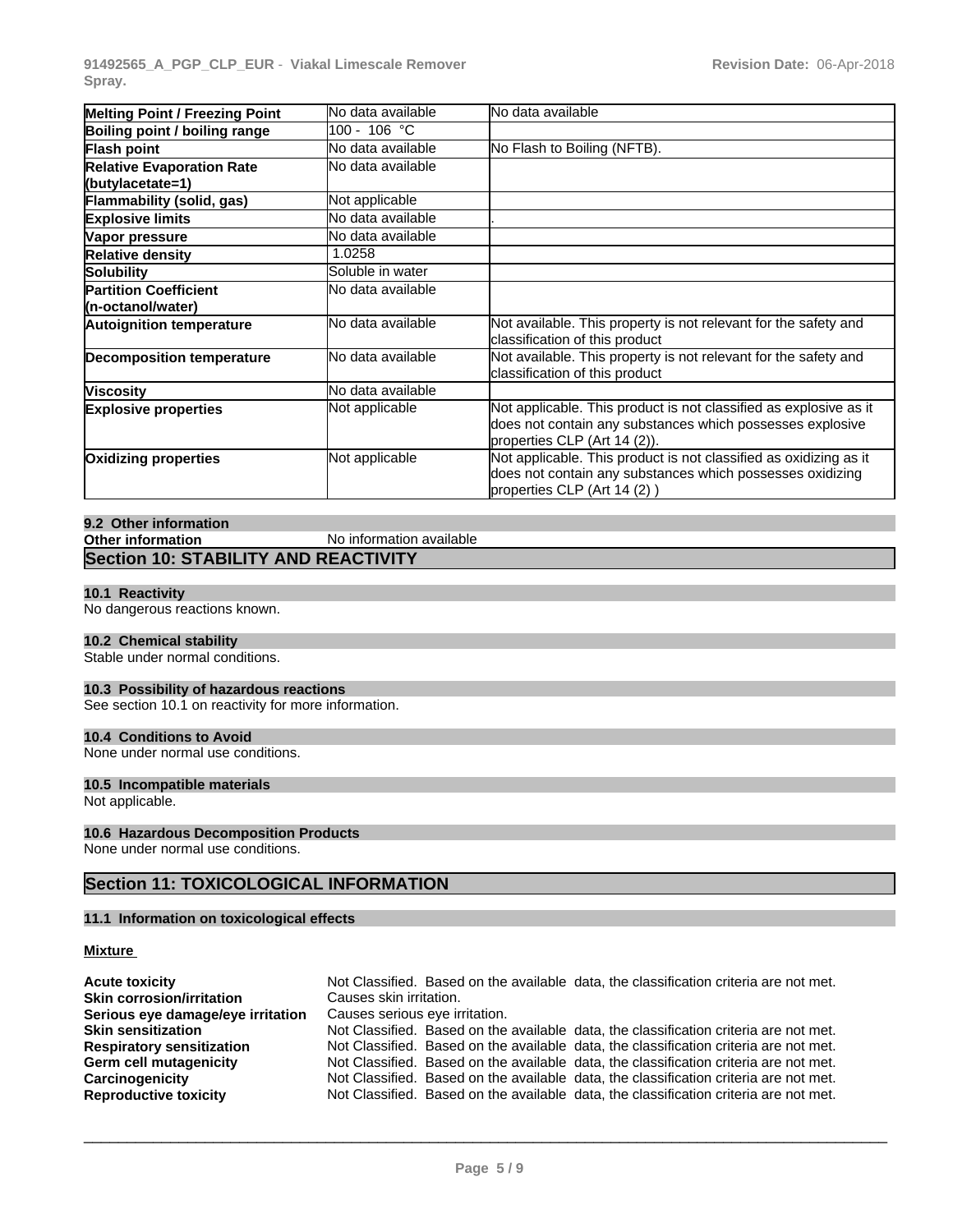| Melting Point / Freezing Point | No data available | No data available |
|---|---|---|
| Boiling point / boiling range | 100 - 106 °C | |
| Flash point | No data available | No Flash to Boiling (NFTB). |
| Relative Evaporation Rate (butylacetate=1) | No data available | |
| Flammability (solid, gas) | Not applicable | |
| Explosive limits | No data available | . |
| Vapor pressure | No data available | |
| Relative density | 1.0258 | |
| Solubility | Soluble in water | |
| Partition Coefficient (n-octanol/water) | No data available | |
| Autoignition temperature | No data available | Not available. This property is not relevant for the safety and classification of this product |
| Decomposition temperature | No data available | Not available. This property is not relevant for the safety and classification of this product |
| Viscosity | No data available | |
| Explosive properties | Not applicable | Not applicable. This product is not classified as explosive as it does not contain any substances which possesses explosive properties CLP (Art 14 (2)). |
| Oxidizing properties | Not applicable | Not applicable. This product is not classified as oxidizing as it does not contain any substances which possesses oxidizing properties CLP (Art 14 (2) ) |

### 9.2 Other information

**Other information** No information available

## Section 10: STABILITY AND REACTIVITY

### 10.1 Reactivity

No dangerous reactions known.

### 10.2 Chemical stability

Stable under normal conditions.

### 10.3 Possibility of hazardous reactions

See section 10.1 on reactivity for more information.

### 10.4 Conditions to Avoid

None under normal use conditions.

### 10.5 Incompatible materials

Not applicable.

### 10.6 Hazardous Decomposition Products

None under normal use conditions.

## Section 11: TOXICOLOGICAL INFORMATION

### 11.1 Information on toxicological effects

**Mixture**

**Acute toxicity** Not Classified. Based on the available data, the classification criteria are not met.
**Skin corrosion/irritation** Causes skin irritation.
**Serious eye damage/eye irritation** Causes serious eye irritation.
**Skin sensitization** Not Classified. Based on the available data, the classification criteria are not met.
**Respiratory sensitization** Not Classified. Based on the available data, the classification criteria are not met.
**Germ cell mutagenicity** Not Classified. Based on the available data, the classification criteria are not met.
**Carcinogenicity** Not Classified. Based on the available data, the classification criteria are not met.
**Reproductive toxicity** Not Classified. Based on the available data, the classification criteria are not met.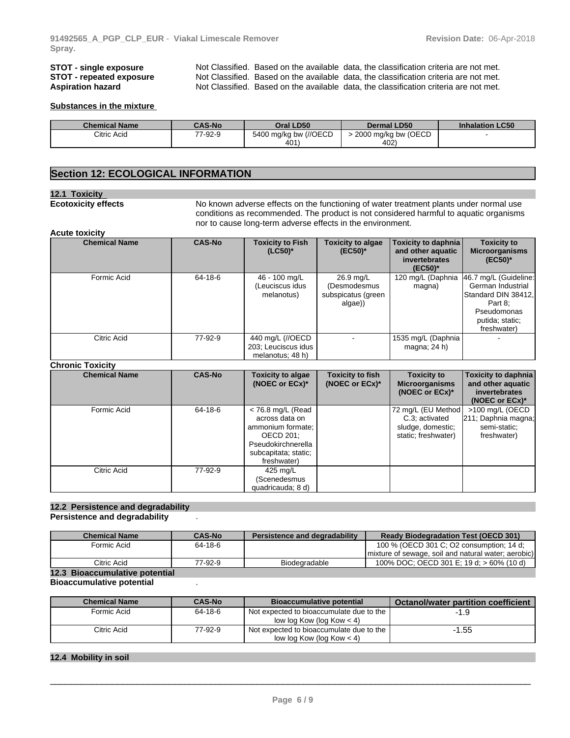**STOT - single exposure** Not Classified. Based on the available data, the classification criteria are not met.
**STOT - repeated exposure** Not Classified. Based on the available data, the classification criteria are not met.
**Aspiration hazard** Not Classified. Based on the available data, the classification criteria are not met.

**Substances in the mixture**

| Chemical Name | CAS-No | Oral LD50 | Dermal LD50 | Inhalation LC50 |
|---|---|---|---|---|
| Citric Acid | 77-92-9 | 5400 mg/kg bw (//OECD 401) | > 2000 mg/kg bw (OECD 402) | - |

## Section 12: ECOLOGICAL INFORMATION

### 12.1 Toxicity

**Ecotoxicity effects** No known adverse effects on the functioning of water treatment plants under normal use conditions as recommended. The product is not considered harmful to aquatic organisms nor to cause long-term adverse effects in the environment.

**Acute toxicity**

| Chemical Name | CAS-No | Toxicity to Fish (LC50)* | Toxicity to algae (EC50)* | Toxicity to daphnia and other aquatic invertebrates (EC50)* | Toxicity to Microorganisms (EC50)* |
|---|---|---|---|---|---|
| Formic Acid | 64-18-6 | 46 - 100 mg/L (Leuciscus idus melanotus) | 26.9 mg/L (Desmodesmus subspicatus (green algae)) | 120 mg/L (Daphnia magna) | 46.7 mg/L (Guideline: German Industrial Standard DIN 38412, Part 8; Pseudomonas putida; static; freshwater) |
| Citric Acid | 77-92-9 | 440 mg/L (//OECD 203; Leuciscus idus melanotus; 48 h) | - | 1535 mg/L (Daphnia magna; 24 h) | - |

**Chronic Toxicity**

| Chemical Name | CAS-No | Toxicity to algae (NOEC or ECx)* | Toxicity to fish (NOEC or ECx)* | Toxicity to Microorganisms (NOEC or ECx)* | Toxicity to daphnia and other aquatic invertebrates (NOEC or ECx)* |
|---|---|---|---|---|---|
| Formic Acid | 64-18-6 | < 76.8 mg/L (Read across data on ammonium formate; OECD 201; Pseudokirchnerella subcapitata; static; freshwater) | | 72 mg/L (EU Method C.3; activated sludge, domestic; static; freshwater) | >100 mg/L (OECD 211; Daphnia magna; semi-static; freshwater) |
| Citric Acid | 77-92-9 | 425 mg/L (Scenedesmus quadricauda; 8 d) | | | |

### 12.2 Persistence and degradability

**Persistence and degradability** .

| Chemical Name | CAS-No | Persistence and degradability | Ready Biodegradation Test (OECD 301) |
|---|---|---|---|
| Formic Acid | 64-18-6 | | 100 % (OECD 301 C; O2 consumption; 14 d; mixture of sewage, soil and natural water; aerobic) |
| Citric Acid | 77-92-9 | Biodegradable | 100% DOC; OECD 301 E; 19 d; > 60% (10 d) |

### 12.3 Bioaccumulative potential

**Bioaccumulative potential** .

| Chemical Name | CAS-No | Bioaccumulative potential | Octanol/water partition coefficient |
|---|---|---|---|
| Formic Acid | 64-18-6 | Not expected to bioaccumulate due to the low log Kow (log Kow < 4) | -1.9 |
| Citric Acid | 77-92-9 | Not expected to bioaccumulate due to the low log Kow (log Kow < 4) | -1.55 |

### 12.4 Mobility in soil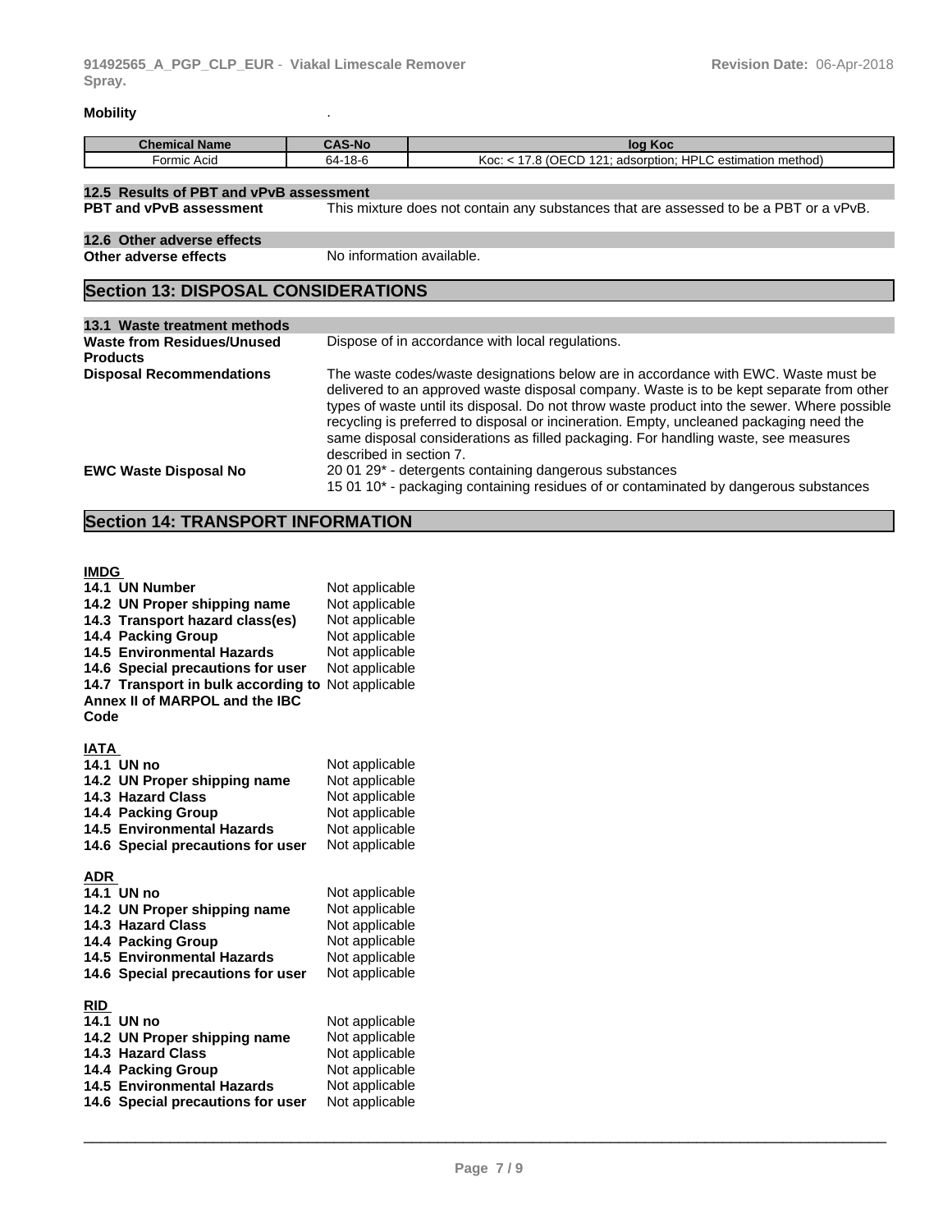**Mobility** .

| Chemical Name | CAS-No | log Koc |
|---|---|---|
| Formic Acid | 64-18-6 | Koc: < 17.8 (OECD 121; adsorption; HPLC estimation method) |

### 12.5 Results of PBT and vPvB assessment

**PBT and vPvB assessment** This mixture does not contain any substances that are assessed to be a PBT or a vPvB.

### 12.6 Other adverse effects

**Other adverse effects** No information available.

## Section 13: DISPOSAL CONSIDERATIONS

### 13.1 Waste treatment methods

**Waste from Residues/Unused Products** Dispose of in accordance with local regulations.

**Disposal Recommendations** The waste codes/waste designations below are in accordance with EWC. Waste must be delivered to an approved waste disposal company. Waste is to be kept separate from other types of waste until its disposal. Do not throw waste product into the sewer. Where possible recycling is preferred to disposal or incineration. Empty, uncleaned packaging need the same disposal considerations as filled packaging. For handling waste, see measures described in section 7.

**EWC Waste Disposal No** 20 01 29* - detergents containing dangerous substances
15 01 10* - packaging containing residues of or contaminated by dangerous substances

## Section 14: TRANSPORT INFORMATION

**IMDG**

| | |
|---|---|
| **14.1 UN Number** | Not applicable |
| **14.2 UN Proper shipping name** | Not applicable |
| **14.3 Transport hazard class(es)** | Not applicable |
| **14.4 Packing Group** | Not applicable |
| **14.5 Environmental Hazards** | Not applicable |
| **14.6 Special precautions for user** | Not applicable |
| **14.7 Transport in bulk according to Annex II of MARPOL and the IBC Code** | Not applicable |

**IATA**

| | |
|---|---|
| **14.1 UN no** | Not applicable |
| **14.2 UN Proper shipping name** | Not applicable |
| **14.3 Hazard Class** | Not applicable |
| **14.4 Packing Group** | Not applicable |
| **14.5 Environmental Hazards** | Not applicable |
| **14.6 Special precautions for user** | Not applicable |

**ADR**

| | |
|---|---|
| **14.1 UN no** | Not applicable |
| **14.2 UN Proper shipping name** | Not applicable |
| **14.3 Hazard Class** | Not applicable |
| **14.4 Packing Group** | Not applicable |
| **14.5 Environmental Hazards** | Not applicable |
| **14.6 Special precautions for user** | Not applicable |

**RID**

| | |
|---|---|
| **14.1 UN no** | Not applicable |
| **14.2 UN Proper shipping name** | Not applicable |
| **14.3 Hazard Class** | Not applicable |
| **14.4 Packing Group** | Not applicable |
| **14.5 Environmental Hazards** | Not applicable |
| **14.6 Special precautions for user** | Not applicable |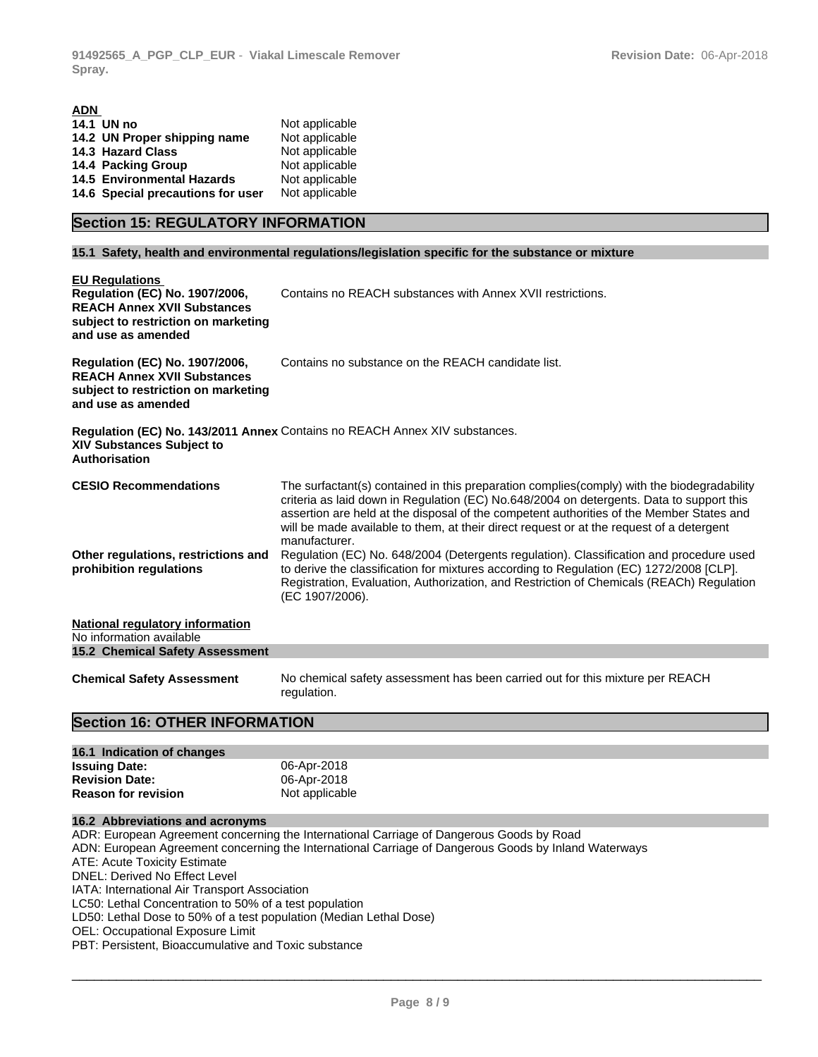**ADN**

| | |
|---|---|
| **14.1 UN no** | Not applicable |
| **14.2 UN Proper shipping name** | Not applicable |
| **14.3 Hazard Class** | Not applicable |
| **14.4 Packing Group** | Not applicable |
| **14.5 Environmental Hazards** | Not applicable |
| **14.6 Special precautions for user** | Not applicable |

## Section 15: REGULATORY INFORMATION

### 15.1 Safety, health and environmental regulations/legislation specific for the substance or mixture

**EU Regulations**

| | |
|---|---|
| **Regulation (EC) No. 1907/2006, REACH Annex XVII Substances subject to restriction on marketing and use as amended** | Contains no REACH substances with Annex XVII restrictions. |
| **Regulation (EC) No. 1907/2006, REACH Annex XVII Substances subject to restriction on marketing and use as amended** | Contains no substance on the REACH candidate list. |
| **Regulation (EC) No. 143/2011 Annex XIV Substances Subject to Authorisation** | Contains no REACH Annex XIV substances. |
| **CESIO Recommendations** | The surfactant(s) contained in this preparation complies(comply) with the biodegradability criteria as laid down in Regulation (EC) No.648/2004 on detergents. Data to support this assertion are held at the disposal of the competent authorities of the Member States and will be made available to them, at their direct request or at the request of a detergent manufacturer. |
| **Other regulations, restrictions and prohibition regulations** | Regulation (EC) No. 648/2004 (Detergents regulation). Classification and procedure used to derive the classification for mixtures according to Regulation (EC) 1272/2008 [CLP]. Registration, Evaluation, Authorization, and Restriction of Chemicals (REACh) Regulation (EC 1907/2006). |

**National regulatory information**

No information available

### 15.2 Chemical Safety Assessment

| | |
|---|---|
| **Chemical Safety Assessment** | No chemical safety assessment has been carried out for this mixture per REACH regulation. |

## Section 16: OTHER INFORMATION

### 16.1 Indication of changes

| | |
|---|---|
| **Issuing Date:** | 06-Apr-2018 |
| **Revision Date:** | 06-Apr-2018 |
| **Reason for revision** | Not applicable |

### 16.2 Abbreviations and acronyms

ADR: European Agreement concerning the International Carriage of Dangerous Goods by Road
ADN: European Agreement concerning the International Carriage of Dangerous Goods by Inland Waterways
ATE: Acute Toxicity Estimate
DNEL: Derived No Effect Level
IATA: International Air Transport Association
LC50: Lethal Concentration to 50% of a test population
LD50: Lethal Dose to 50% of a test population (Median Lethal Dose)
OEL: Occupational Exposure Limit
PBT: Persistent, Bioaccumulative and Toxic substance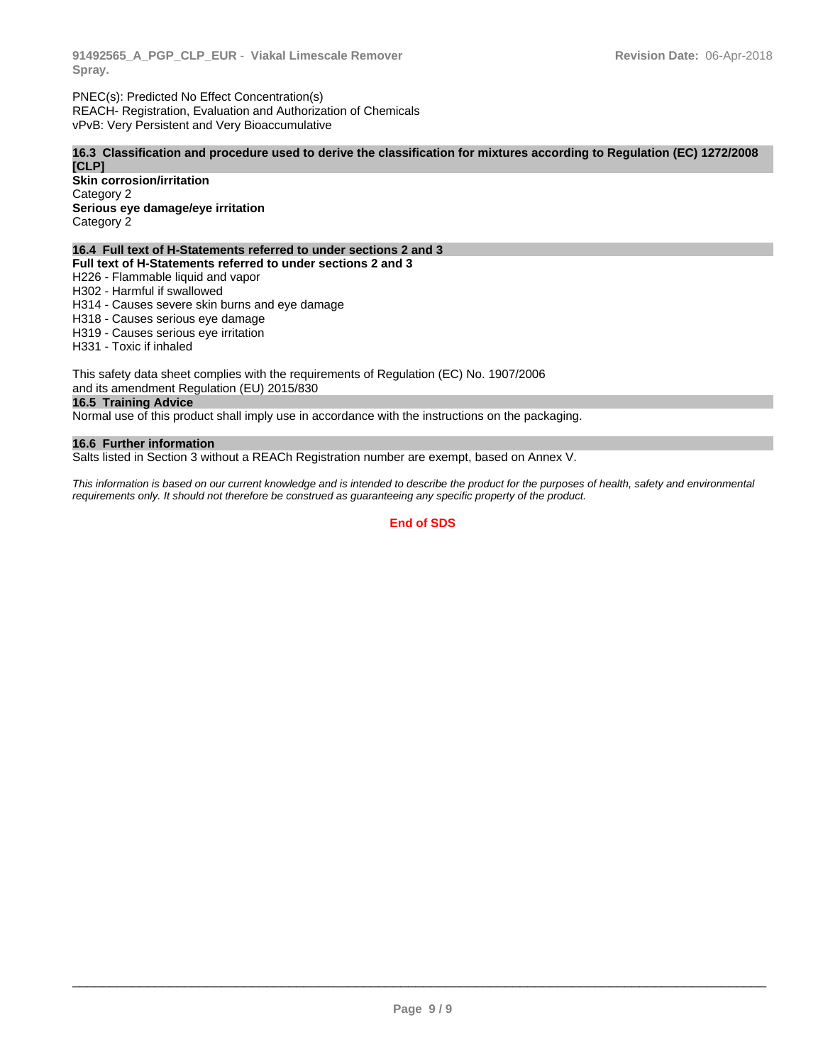PNEC(s): Predicted No Effect Concentration(s)
REACH- Registration, Evaluation and Authorization of Chemicals
vPvB: Very Persistent and Very Bioaccumulative

### 16.3 Classification and procedure used to derive the classification for mixtures according to Regulation (EC) 1272/2008 [CLP]

**Skin corrosion/irritation**
Category 2
**Serious eye damage/eye irritation**
Category 2

### 16.4 Full text of H-Statements referred to under sections 2 and 3

**Full text of H-Statements referred to under sections 2 and 3**
H226 - Flammable liquid and vapor
H302 - Harmful if swallowed
H314 - Causes severe skin burns and eye damage
H318 - Causes serious eye damage
H319 - Causes serious eye irritation
H331 - Toxic if inhaled

This safety data sheet complies with the requirements of Regulation (EC) No. 1907/2006
and its amendment Regulation (EU) 2015/830

### 16.5 Training Advice

Normal use of this product shall imply use in accordance with the instructions on the packaging.

### 16.6 Further information

Salts listed in Section 3 without a REACh Registration number are exempt, based on Annex V.

*This information is based on our current knowledge and is intended to describe the product for the purposes of health, safety and environmental requirements only. It should not therefore be construed as guaranteeing any specific property of the product.*

**End of SDS**